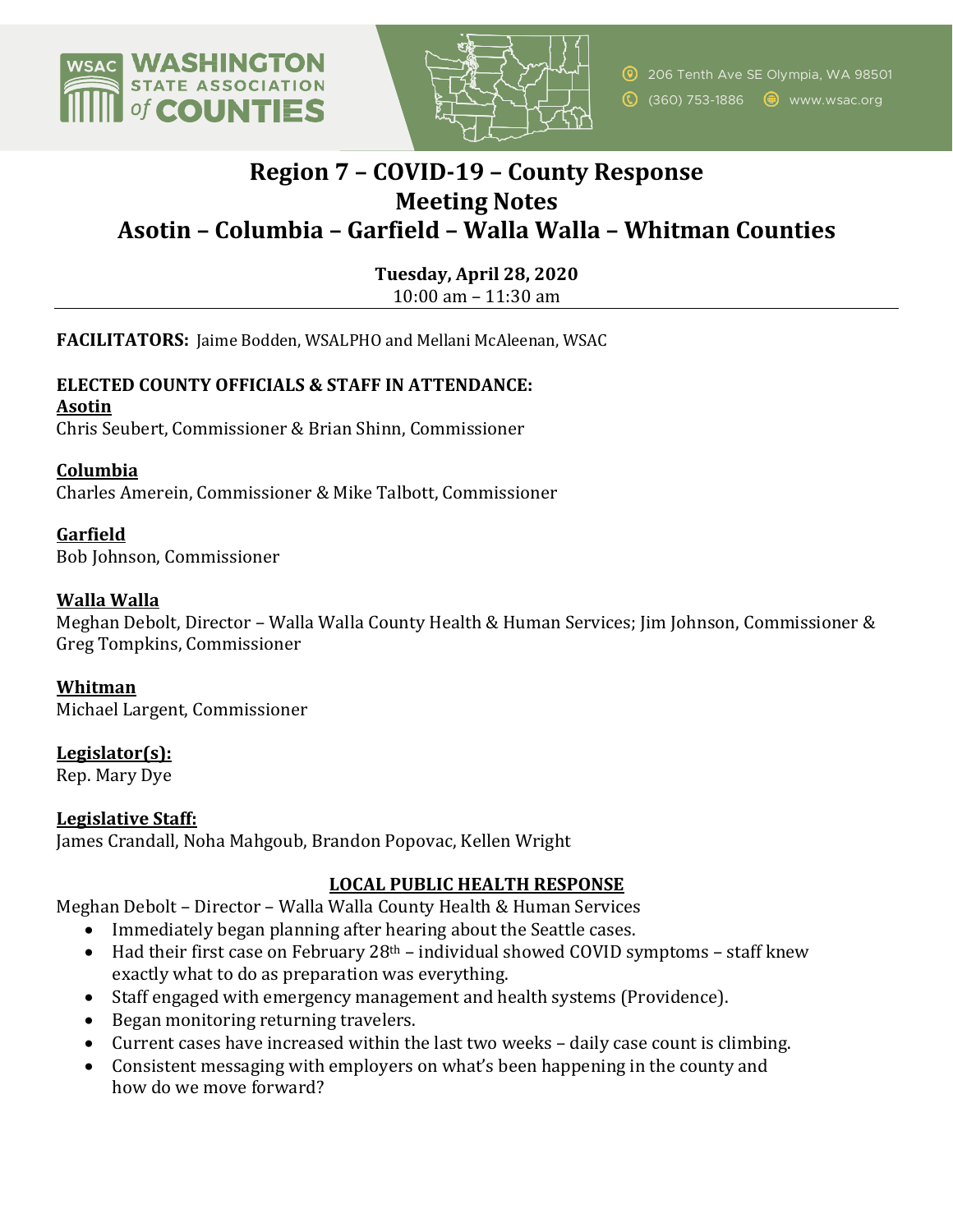# Region 7 – COVID-19 – County Response Meeting Notes

## Asotin – Columbia – Garfield – Walla Walla – Whitman Counties

**Tuesday, April 28, 2020**
10:00 am – 11:30 am

---

**FACILITATORS:** Jaime Bodden, WSALPHO and Mellani McAleenan, WSAC

**ELECTED COUNTY OFFICIALS & STAFF IN ATTENDANCE:**

**Asotin**
Chris Seubert, Commissioner & Brian Shinn, Commissioner

**Columbia**
Charles Amerein, Commissioner & Mike Talbott, Commissioner

**Garfield**
Bob Johnson, Commissioner

**Walla Walla**
Meghan Debolt, Director – Walla Walla County Health & Human Services; Jim Johnson, Commissioner & Greg Tompkins, Commissioner

**Whitman**
Michael Largent, Commissioner

**Legislator(s):**
Rep. Mary Dye

**Legislative Staff:**
James Crandall, Noha Mahgoub, Brandon Popovac, Kellen Wright

### LOCAL PUBLIC HEALTH RESPONSE

Meghan Debolt – Director – Walla Walla County Health & Human Services

- Immediately began planning after hearing about the Seattle cases.
- Had their first case on February 28th – individual showed COVID symptoms – staff knew exactly what to do as preparation was everything.
- Staff engaged with emergency management and health systems (Providence).
- Began monitoring returning travelers.
- Current cases have increased within the last two weeks – daily case count is climbing.
- Consistent messaging with employers on what's been happening in the county and how do we move forward?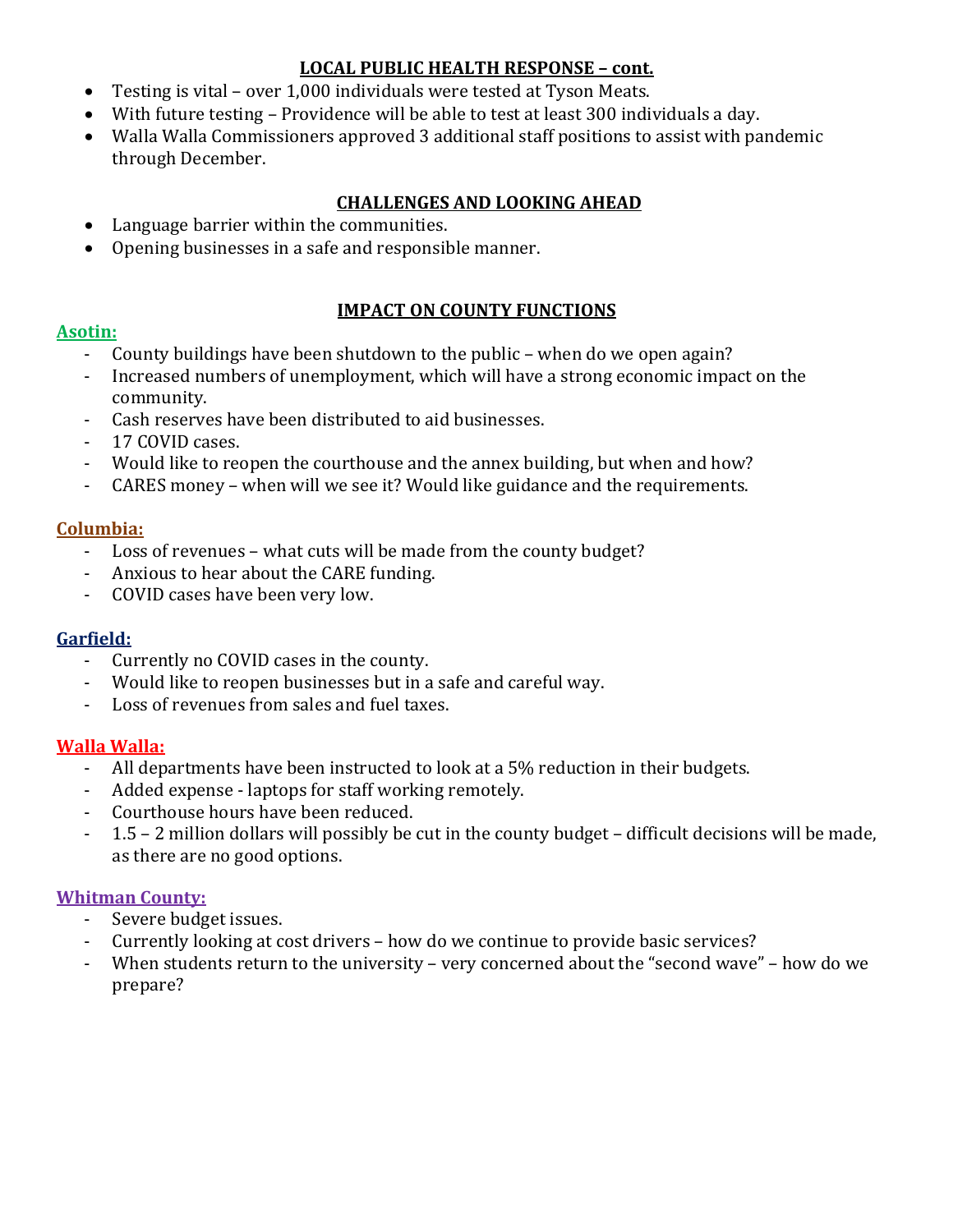## LOCAL PUBLIC HEALTH RESPONSE – cont.

- Testing is vital – over 1,000 individuals were tested at Tyson Meats.
- With future testing – Providence will be able to test at least 300 individuals a day.
- Walla Walla Commissioners approved 3 additional staff positions to assist with pandemic through December.

## CHALLENGES AND LOOKING AHEAD

- Language barrier within the communities.
- Opening businesses in a safe and responsible manner.

## IMPACT ON COUNTY FUNCTIONS

### Asotin:

- County buildings have been shutdown to the public – when do we open again?
- Increased numbers of unemployment, which will have a strong economic impact on the community.
- Cash reserves have been distributed to aid businesses.
- 17 COVID cases.
- Would like to reopen the courthouse and the annex building, but when and how?
- CARES money – when will we see it? Would like guidance and the requirements.

### Columbia:

- Loss of revenues – what cuts will be made from the county budget?
- Anxious to hear about the CARE funding.
- COVID cases have been very low.

### Garfield:

- Currently no COVID cases in the county.
- Would like to reopen businesses but in a safe and careful way.
- Loss of revenues from sales and fuel taxes.

### Walla Walla:

- All departments have been instructed to look at a 5% reduction in their budgets.
- Added expense - laptops for staff working remotely.
- Courthouse hours have been reduced.
- 1.5 – 2 million dollars will possibly be cut in the county budget – difficult decisions will be made, as there are no good options.

### Whitman County:

- Severe budget issues.
- Currently looking at cost drivers – how do we continue to provide basic services?
- When students return to the university – very concerned about the "second wave" – how do we prepare?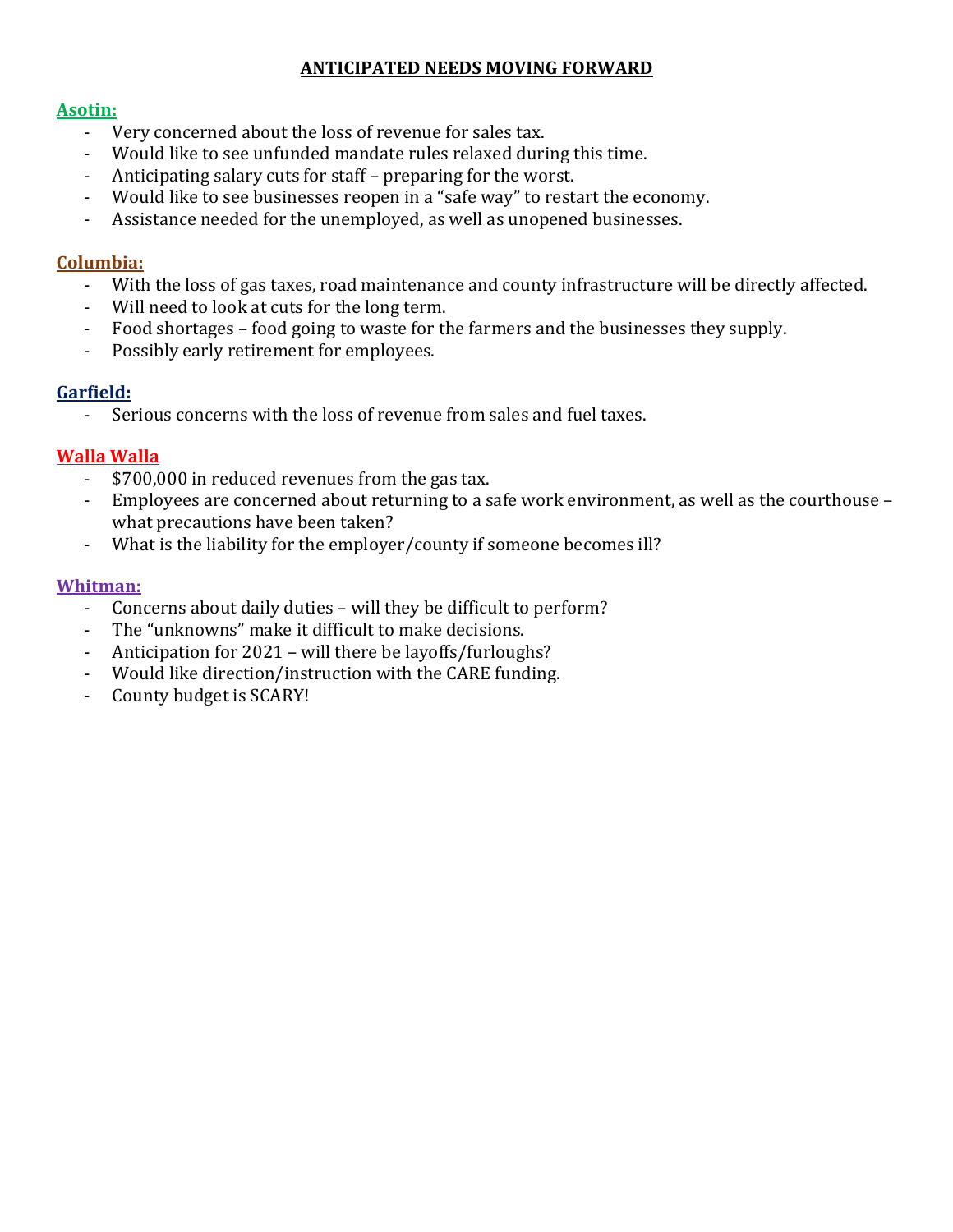# ANTICIPATED NEEDS MOVING FORWARD

**Asotin:**

- Very concerned about the loss of revenue for sales tax.
- Would like to see unfunded mandate rules relaxed during this time.
- Anticipating salary cuts for staff – preparing for the worst.
- Would like to see businesses reopen in a "safe way" to restart the economy.
- Assistance needed for the unemployed, as well as unopened businesses.

**Columbia:**

- With the loss of gas taxes, road maintenance and county infrastructure will be directly affected.
- Will need to look at cuts for the long term.
- Food shortages – food going to waste for the farmers and the businesses they supply.
- Possibly early retirement for employees.

**Garfield:**

- Serious concerns with the loss of revenue from sales and fuel taxes.

**Walla Walla**

- $700,000 in reduced revenues from the gas tax.
- Employees are concerned about returning to a safe work environment, as well as the courthouse – what precautions have been taken?
- What is the liability for the employer/county if someone becomes ill?

**Whitman:**

- Concerns about daily duties – will they be difficult to perform?
- The "unknowns" make it difficult to make decisions.
- Anticipation for 2021 – will there be layoffs/furloughs?
- Would like direction/instruction with the CARE funding.
- County budget is SCARY!